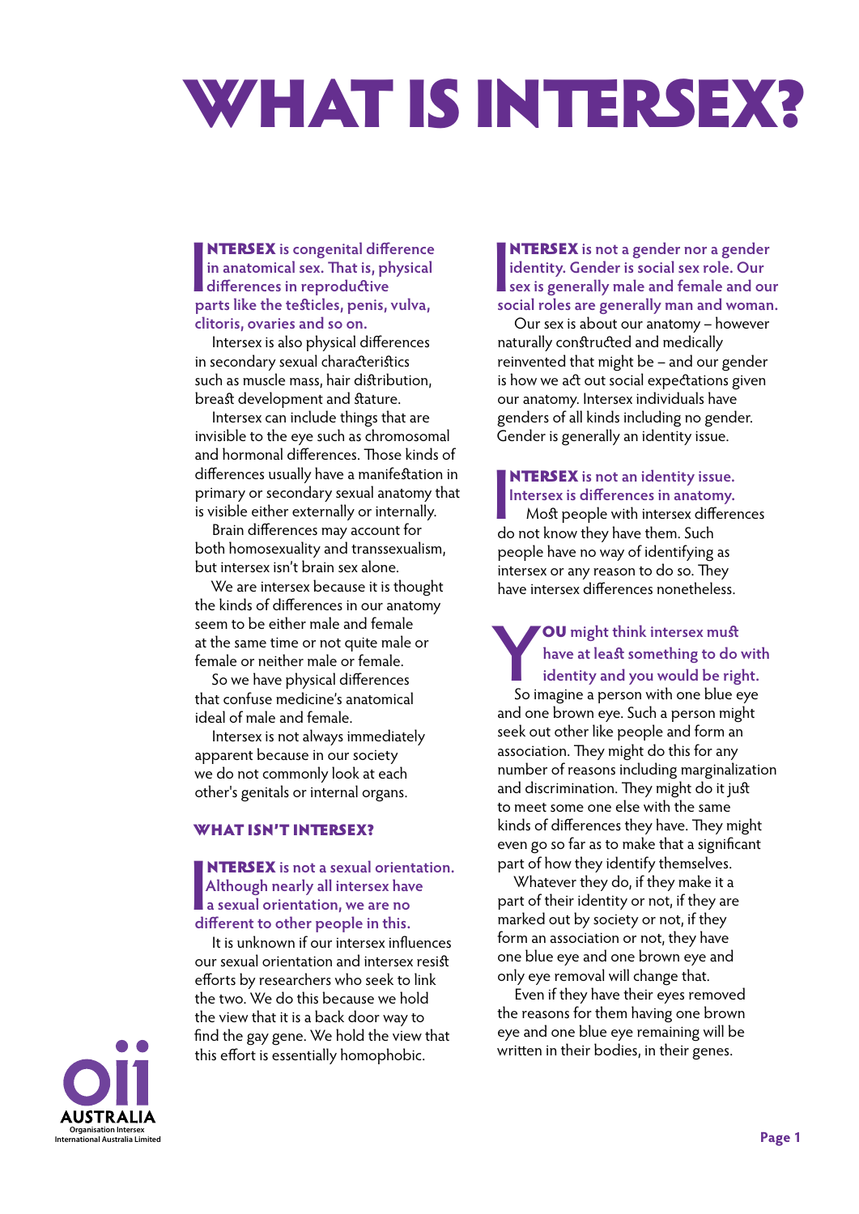# WHAT IS INTERSEX?

**INTERSEX** is congenital difference in anatomical sex. That is, physical differences in reproductive parts like the testicles, penis, vulva, clitoris, ovaries and so on.

Intersex is also physical differences in secondary sexual characteristics such as muscle mass, hair distribution, breast development and stature.

Intersex can include things that are invisible to the eye such as chromosomal and hormonal differences. Those kinds of differences usually have a manifestation in primary or secondary sexual anatomy that is visible either externally or internally.

Brain differences may account for both homosexuality and transsexualism, but intersex isn't brain sex alone.

We are intersex because it is thought the kinds of differences in our anatomy seem to be either male and female at the same time or not quite male or female or neither male or female.

So we have physical differences that confuse medicine's anatomical ideal of male and female.

Intersex is not always immediately apparent because in our society we do not commonly look at each other's genitals or internal organs.

## WHAT ISN'T INTERSEX?

**INTERSEX** is not a sexual orientation. Although nearly all intersex have a sexual orientation, we are no different to other people in this.

It is unknown if our intersex influences our sexual orientation and intersex resist efforts by researchers who seek to link the two. We do this because we hold the view that it is a back door way to find the gay gene. We hold the view that this effort is essentially homophobic.

**INTERSEX** is not a gender nor a gender identity. Gender is social sex role. Our sex is generally male and female and our social roles are generally man and woman.

Our sex is about our anatomy – however naturally constructed and medically reinvented that might be – and our gender is how we act out social expectations given our anatomy. Intersex individuals have genders of all kinds including no gender. Gender is generally an identity issue.

**INTERSEX** is not an identity issue. Intersex is differences in anatomy.

Most people with intersex differences do not know they have them. Such people have no way of identifying as intersex or any reason to do so. They have intersex differences nonetheless.

**YOU** might think intersex must have at least something to do with identity and you would be right.

So imagine a person with one blue eye and one brown eye. Such a person might seek out other like people and form an association. They might do this for any number of reasons including marginalization and discrimination. They might do it just to meet some one else with the same kinds of differences they have. They might even go so far as to make that a significant part of how they identify themselves.

Whatever they do, if they make it a part of their identity or not, if they are marked out by society or not, if they form an association or not, they have one blue eye and one brown eye and only eye removal will change that.

Even if they have their eyes removed the reasons for them having one brown eye and one blue eye remaining will be written in their bodies, in their genes.

oii AUSTRALIA
Organisation Intersex International Australia Limited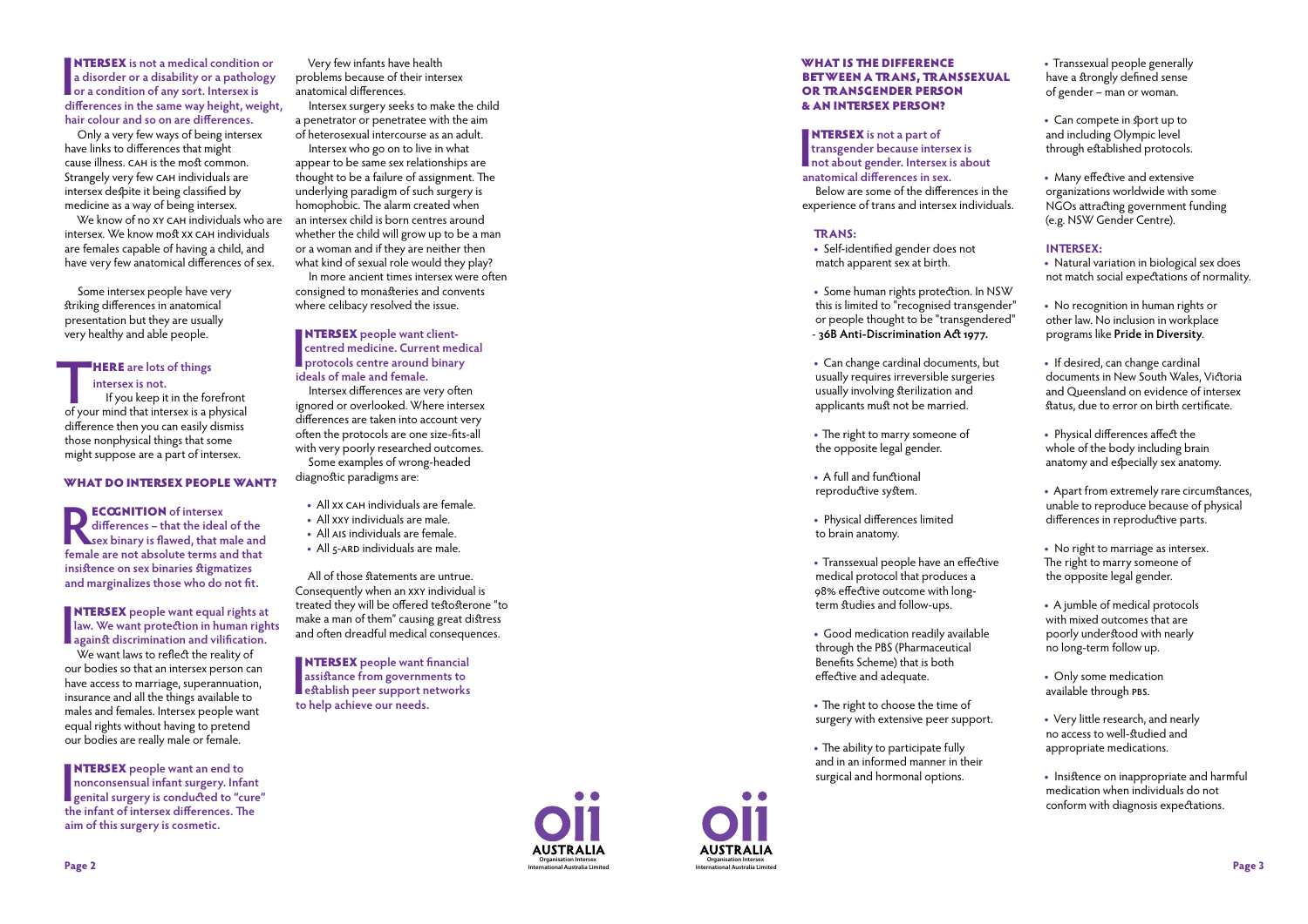**INTERSEX is not a medical condition or a disorder or a disability or a pathology or a condition of any sort. Intersex is differences in the same way height, weight, hair colour and so on are differences.**

Only a very few ways of being intersex have links to differences that might cause illness. CAH is the most common. Strangely very few CAH individuals are intersex despite it being classified by medicine as a way of being intersex.

We know of no XY CAH individuals who are intersex. We know most XX CAH individuals are females capable of having a child, and have very few anatomical differences of sex.

Some intersex people have very striking differences in anatomical presentation but they are usually very healthy and able people.

**THERE are lots of things intersex is not.**

If you keep it in the forefront of your mind that intersex is a physical difference then you can easily dismiss those nonphysical things that some might suppose are a part of intersex.

## WHAT DO INTERSEX PEOPLE WANT?

**RECOGNITION of intersex differences – that the ideal of the sex binary is flawed, that male and female are not absolute terms and that insistence on sex binaries stigmatizes and marginalizes those who do not fit.**

**INTERSEX people want equal rights at law. We want protection in human rights against discrimination and vilification.**

We want laws to reflect the reality of our bodies so that an intersex person can have access to marriage, superannuation, insurance and all the things available to males and females. Intersex people want equal rights without having to pretend our bodies are really male or female.

**INTERSEX people want an end to nonconsensual infant surgery. Infant genital surgery is conducted to "cure" the infant of intersex differences. The aim of this surgery is cosmetic.**

Very few infants have health problems because of their intersex anatomical differences.

Intersex surgery seeks to make the child a penetrator or penetratee with the aim of heterosexual intercourse as an adult.

Intersex who go on to live in what appear to be same sex relationships are thought to be a failure of assignment. The underlying paradigm of such surgery is homophobic. The alarm created when an intersex child is born centres around whether the child will grow up to be a man or a woman and if they are neither then what kind of sexual role would they play?

In more ancient times intersex were often consigned to monasteries and convents where celibacy resolved the issue.

**INTERSEX people want client-centred medicine. Current medical protocols centre around binary ideals of male and female.**

Intersex differences are very often ignored or overlooked. Where intersex differences are taken into account very often the protocols are one size-fits-all with very poorly researched outcomes.

Some examples of wrong-headed diagnostic paradigms are:

- All XX CAH individuals are female.
- All XXY individuals are male.
- All AIS individuals are female.
- All 5-ARD individuals are male.

All of those statements are untrue. Consequently when an XXY individual is treated they will be offered testosterone "to make a man of them" causing great distress and often dreadful medical consequences.

**INTERSEX people want financial assistance from governments to establish peer support networks to help achieve our needs.**

## WHAT IS THE DIFFERENCE BETWEEN A TRANS, TRANSSEXUAL OR TRANSGENDER PERSON & AN INTERSEX PERSON?

**INTERSEX is not a part of transgender because intersex is not about gender. Intersex is about anatomical differences in sex.**

Below are some of the differences in the experience of trans and intersex individuals.

### TRANS:

- Self-identified gender does not match apparent sex at birth.
- Some human rights protection. In NSW this is limited to "recognised transgender" or people thought to be "transgendered" - **36B Anti-Discrimination Act 1977.**
- Can change cardinal documents, but usually requires irreversible surgeries usually involving sterilization and applicants must not be married.
- The right to marry someone of the opposite legal gender.
- A full and functional reproductive system.
- Physical differences limited to brain anatomy.
- Transsexual people have an effective medical protocol that produces a 98% effective outcome with long-term studies and follow-ups.
- Good medication readily available through the PBS (Pharmaceutical Benefits Scheme) that is both effective and adequate.
- The right to choose the time of surgery with extensive peer support.
- The ability to participate fully and in an informed manner in their surgical and hormonal options.
- Transsexual people generally have a strongly defined sense of gender – man or woman.
- Can compete in sport up to and including Olympic level through established protocols.
- Many effective and extensive organizations worldwide with some NGOs attracting government funding (e.g. NSW Gender Centre).

### INTERSEX:

- Natural variation in biological sex does not match social expectations of normality.
- No recognition in human rights or other law. No inclusion in workplace programs like **Pride in Diversity**.
- If desired, can change cardinal documents in New South Wales, Victoria and Queensland on evidence of intersex status, due to error on birth certificate.
- Physical differences affect the whole of the body including brain anatomy and especially sex anatomy.
- Apart from extremely rare circumstances, unable to reproduce because of physical differences in reproductive parts.
- No right to marriage as intersex. The right to marry someone of the opposite legal gender.
- A jumble of medical protocols with mixed outcomes that are poorly understood with nearly no long-term follow up.
- Only some medication available through PBS.
- Very little research, and nearly no access to well-studied and appropriate medications.
- Insistence on inappropriate and harmful medication when individuals do not conform with diagnosis expectations.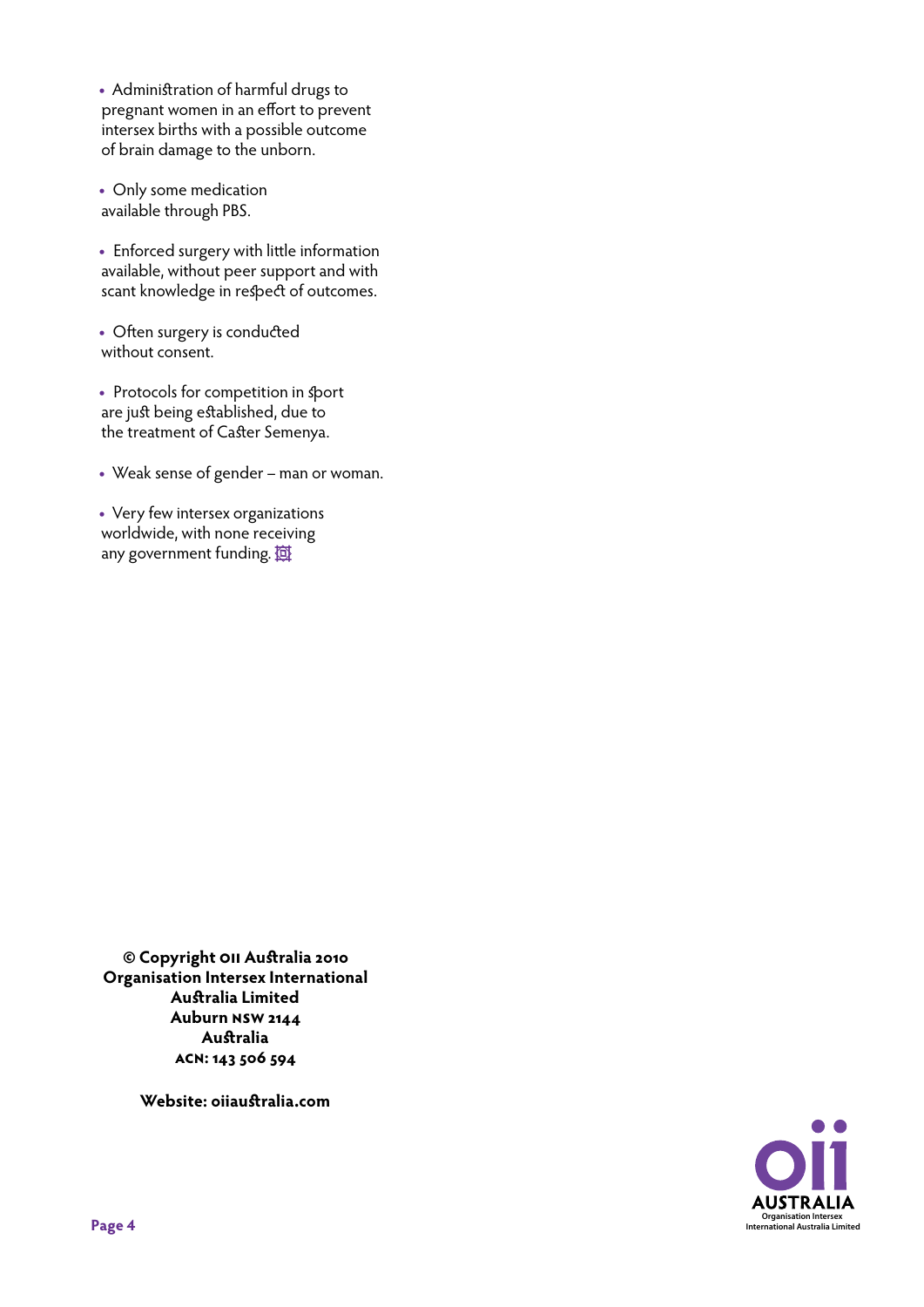- Administration of harmful drugs to pregnant women in an effort to prevent intersex births with a possible outcome of brain damage to the unborn.
- Only some medication available through PBS.
- Enforced surgery with little information available, without peer support and with scant knowledge in respect of outcomes.
- Often surgery is conducted without consent.
- Protocols for competition in sport are just being established, due to the treatment of Caster Semenya.
- Weak sense of gender – man or woman.
- Very few intersex organizations worldwide, with none receiving any government funding.

**© Copyright OII Australia 2010**
**Organisation Intersex International Australia Limited**
**Auburn NSW 2144**
**Australia**
**ACN: 143 506 594**

**Website: oiiaustralia.com**

OII AUSTRALIA
Organisation Intersex International Australia Limited